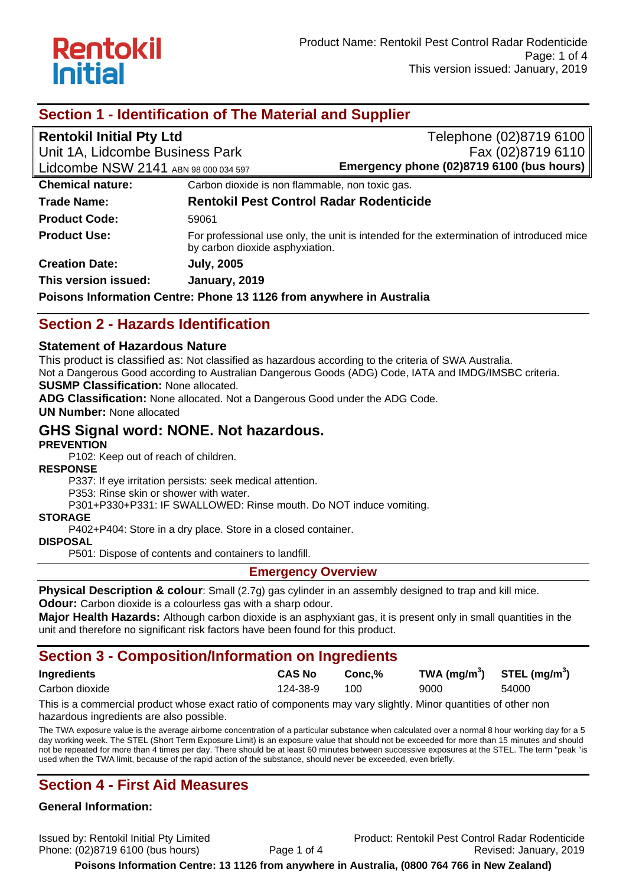## Section 1 - Identification of The Material and Supplier

**Rentokil Initial Pty Ltd**
Unit 1A, Lidcombe Business Park
Lidcombe NSW 2141 ABN 98 000 034 597

Telephone (02)8719 6100
Fax (02)8719 6110
**Emergency phone (02)8719 6100 (bus hours)**

| | |
|---|---|
| **Chemical nature:** | Carbon dioxide is non flammable, non toxic gas. |
| **Trade Name:** | **Rentokil Pest Control Radar Rodenticide** |
| **Product Code:** | 59061 |
| **Product Use:** | For professional use only, the unit is intended for the extermination of introduced mice by carbon dioxide asphyxiation. |
| **Creation Date:** | **July, 2005** |
| **This version issued:** | **January, 2019** |

**Poisons Information Centre: Phone 13 1126 from anywhere in Australia**

## Section 2 - Hazards Identification

### Statement of Hazardous Nature

This product is classified as: Not classified as hazardous according to the criteria of SWA Australia.
Not a Dangerous Good according to Australian Dangerous Goods (ADG) Code, IATA and IMDG/IMSBC criteria.
**SUSMP Classification:** None allocated.
**ADG Classification:** None allocated. Not a Dangerous Good under the ADG Code.
**UN Number:** None allocated

### GHS Signal word: NONE. Not hazardous.

**PREVENTION**

P102: Keep out of reach of children.

**RESPONSE**

P337: If eye irritation persists: seek medical attention.
P353: Rinse skin or shower with water.
P301+P330+P331: IF SWALLOWED: Rinse mouth. Do NOT induce vomiting.

**STORAGE**

P402+P404: Store in a dry place. Store in a closed container.

**DISPOSAL**

P501: Dispose of contents and containers to landfill.

**Emergency Overview**

**Physical Description & colour**: Small (2.7g) gas cylinder in an assembly designed to trap and kill mice.
**Odour:** Carbon dioxide is a colourless gas with a sharp odour.
**Major Health Hazards:** Although carbon dioxide is an asphyxiant gas, it is present only in small quantities in the unit and therefore no significant risk factors have been found for this product.

## Section 3 - Composition/Information on Ingredients

| Ingredients | CAS No | Conc,% | TWA ($mg/m^3$) | STEL ($mg/m^3$) |
|---|---|---|---|---|
| Carbon dioxide | 124-38-9 | 100 | 9000 | 54000 |

This is a commercial product whose exact ratio of components may vary slightly. Minor quantities of other non hazardous ingredients are also possible.

The TWA exposure value is the average airborne concentration of a particular substance when calculated over a normal 8 hour working day for a 5 day working week. The STEL (Short Term Exposure Limit) is an exposure value that should not be exceeded for more than 15 minutes and should not be repeated for more than 4 times per day. There should be at least 60 minutes between successive exposures at the STEL. The term "peak "is used when the TWA limit, because of the rapid action of the substance, should never be exceeded, even briefly.

## Section 4 - First Aid Measures

### General Information: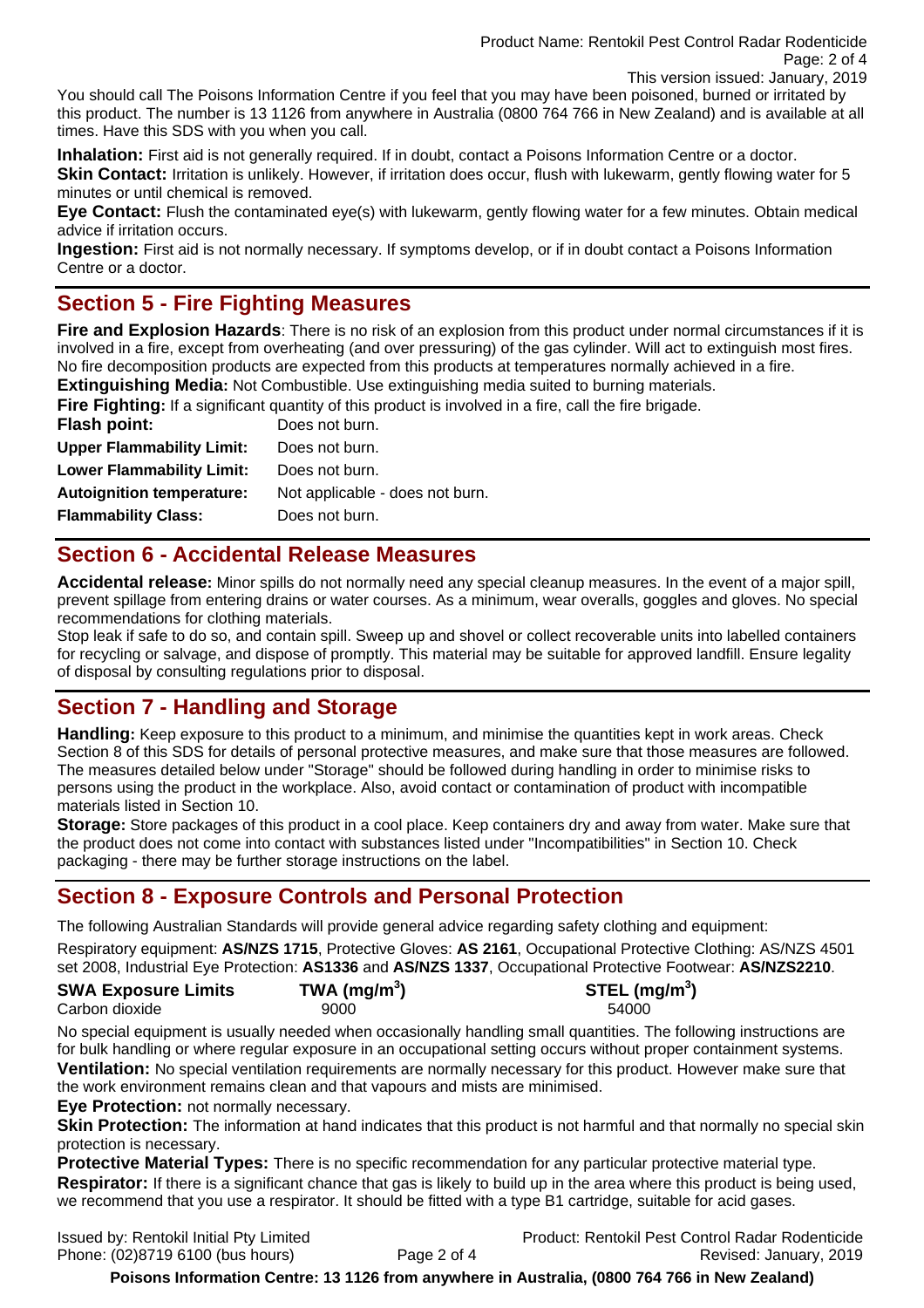You should call The Poisons Information Centre if you feel that you may have been poisoned, burned or irritated by this product. The number is 13 1126 from anywhere in Australia (0800 764 766 in New Zealand) and is available at all times. Have this SDS with you when you call.

**Inhalation:** First aid is not generally required. If in doubt, contact a Poisons Information Centre or a doctor.
**Skin Contact:** Irritation is unlikely. However, if irritation does occur, flush with lukewarm, gently flowing water for 5 minutes or until chemical is removed.
**Eye Contact:** Flush the contaminated eye(s) with lukewarm, gently flowing water for a few minutes. Obtain medical advice if irritation occurs.
**Ingestion:** First aid is not normally necessary. If symptoms develop, or if in doubt contact a Poisons Information Centre or a doctor.

## Section 5 - Fire Fighting Measures

**Fire and Explosion Hazards**: There is no risk of an explosion from this product under normal circumstances if it is involved in a fire, except from overheating (and over pressuring) of the gas cylinder. Will act to extinguish most fires. No fire decomposition products are expected from this products at temperatures normally achieved in a fire.
**Extinguishing Media:** Not Combustible. Use extinguishing media suited to burning materials.
**Fire Fighting:** If a significant quantity of this product is involved in a fire, call the fire brigade.

| | |
|---|---|
| **Flash point:** | Does not burn. |
| **Upper Flammability Limit:** | Does not burn. |
| **Lower Flammability Limit:** | Does not burn. |
| **Autoignition temperature:** | Not applicable - does not burn. |
| **Flammability Class:** | Does not burn. |

## Section 6 - Accidental Release Measures

**Accidental release:** Minor spills do not normally need any special cleanup measures. In the event of a major spill, prevent spillage from entering drains or water courses. As a minimum, wear overalls, goggles and gloves. No special recommendations for clothing materials.
Stop leak if safe to do so, and contain spill. Sweep up and shovel or collect recoverable units into labelled containers for recycling or salvage, and dispose of promptly. This material may be suitable for approved landfill. Ensure legality of disposal by consulting regulations prior to disposal.

## Section 7 - Handling and Storage

**Handling:** Keep exposure to this product to a minimum, and minimise the quantities kept in work areas. Check Section 8 of this SDS for details of personal protective measures, and make sure that those measures are followed. The measures detailed below under "Storage" should be followed during handling in order to minimise risks to persons using the product in the workplace. Also, avoid contact or contamination of product with incompatible materials listed in Section 10.
**Storage:** Store packages of this product in a cool place. Keep containers dry and away from water. Make sure that the product does not come into contact with substances listed under "Incompatibilities" in Section 10. Check packaging - there may be further storage instructions on the label.

## Section 8 - Exposure Controls and Personal Protection

The following Australian Standards will provide general advice regarding safety clothing and equipment:
Respiratory equipment: **AS/NZS 1715**, Protective Gloves: **AS 2161**, Occupational Protective Clothing: AS/NZS 4501 set 2008, Industrial Eye Protection: **AS1336** and **AS/NZS 1337**, Occupational Protective Footwear: **AS/NZS2210**.

| **SWA Exposure Limits** | **TWA (mg/m$^3$)** | **STEL (mg/m$^3$)** |
|---|---|---|
| Carbon dioxide | 9000 | 54000 |

No special equipment is usually needed when occasionally handling small quantities. The following instructions are for bulk handling or where regular exposure in an occupational setting occurs without proper containment systems.
**Ventilation:** No special ventilation requirements are normally necessary for this product. However make sure that the work environment remains clean and that vapours and mists are minimised.
**Eye Protection:** not normally necessary.
**Skin Protection:** The information at hand indicates that this product is not harmful and that normally no special skin protection is necessary.
**Protective Material Types:** There is no specific recommendation for any particular protective material type.
**Respirator:** If there is a significant chance that gas is likely to build up in the area where this product is being used, we recommend that you use a respirator. It should be fitted with a type B1 cartridge, suitable for acid gases.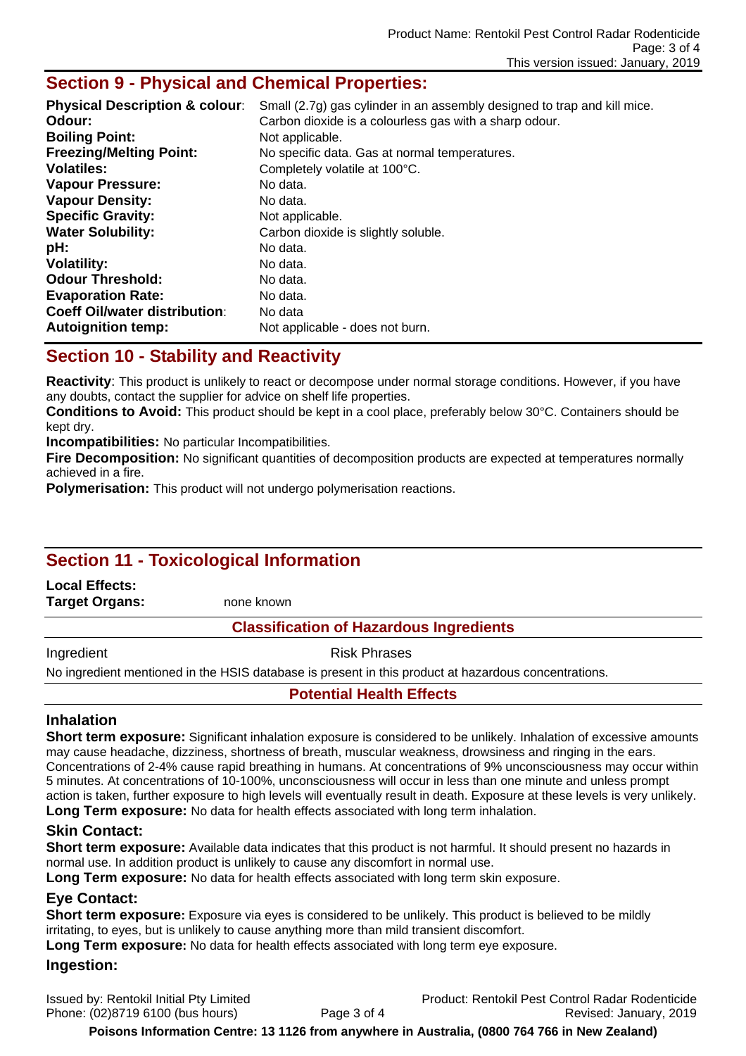## Section 9 - Physical and Chemical Properties:

| | |
|---|---|
| **Physical Description & colour**: | Small (2.7g) gas cylinder in an assembly designed to trap and kill mice. |
| **Odour:** | Carbon dioxide is a colourless gas with a sharp odour. |
| **Boiling Point:** | Not applicable. |
| **Freezing/Melting Point:** | No specific data. Gas at normal temperatures. |
| **Volatiles:** | Completely volatile at 100°C. |
| **Vapour Pressure:** | No data. |
| **Vapour Density:** | No data. |
| **Specific Gravity:** | Not applicable. |
| **Water Solubility:** | Carbon dioxide is slightly soluble. |
| **pH:** | No data. |
| **Volatility:** | No data. |
| **Odour Threshold:** | No data. |
| **Evaporation Rate:** | No data. |
| **Coeff Oil/water distribution**: | No data |
| **Autoignition temp:** | Not applicable - does not burn. |

## Section 10 - Stability and Reactivity

**Reactivity**: This product is unlikely to react or decompose under normal storage conditions. However, if you have any doubts, contact the supplier for advice on shelf life properties.

**Conditions to Avoid:** This product should be kept in a cool place, preferably below 30°C. Containers should be kept dry.

**Incompatibilities:** No particular Incompatibilities.

**Fire Decomposition:** No significant quantities of decomposition products are expected at temperatures normally achieved in a fire.

**Polymerisation:** This product will not undergo polymerisation reactions.

## Section 11 - Toxicological Information

**Local Effects:**

**Target Organs:** none known

### Classification of Hazardous Ingredients

| Ingredient | Risk Phrases |
|---|---|

No ingredient mentioned in the HSIS database is present in this product at hazardous concentrations.

### Potential Health Effects

### Inhalation

**Short term exposure:** Significant inhalation exposure is considered to be unlikely. Inhalation of excessive amounts may cause headache, dizziness, shortness of breath, muscular weakness, drowsiness and ringing in the ears. Concentrations of 2-4% cause rapid breathing in humans. At concentrations of 9% unconsciousness may occur within 5 minutes. At concentrations of 10-100%, unconsciousness will occur in less than one minute and unless prompt action is taken, further exposure to high levels will eventually result in death. Exposure at these levels is very unlikely.

**Long Term exposure:** No data for health effects associated with long term inhalation.

### Skin Contact:

**Short term exposure:** Available data indicates that this product is not harmful. It should present no hazards in normal use. In addition product is unlikely to cause any discomfort in normal use.

**Long Term exposure:** No data for health effects associated with long term skin exposure.

### Eye Contact:

**Short term exposure:** Exposure via eyes is considered to be unlikely. This product is believed to be mildly irritating, to eyes, but is unlikely to cause anything more than mild transient discomfort.

**Long Term exposure:** No data for health effects associated with long term eye exposure.

### Ingestion:

Issued by: Rentokil Initial Pty Limited
Phone: (02)8719 6100 (bus hours)

**Poisons Information Centre: 13 1126 from anywhere in Australia, (0800 764 766 in New Zealand)**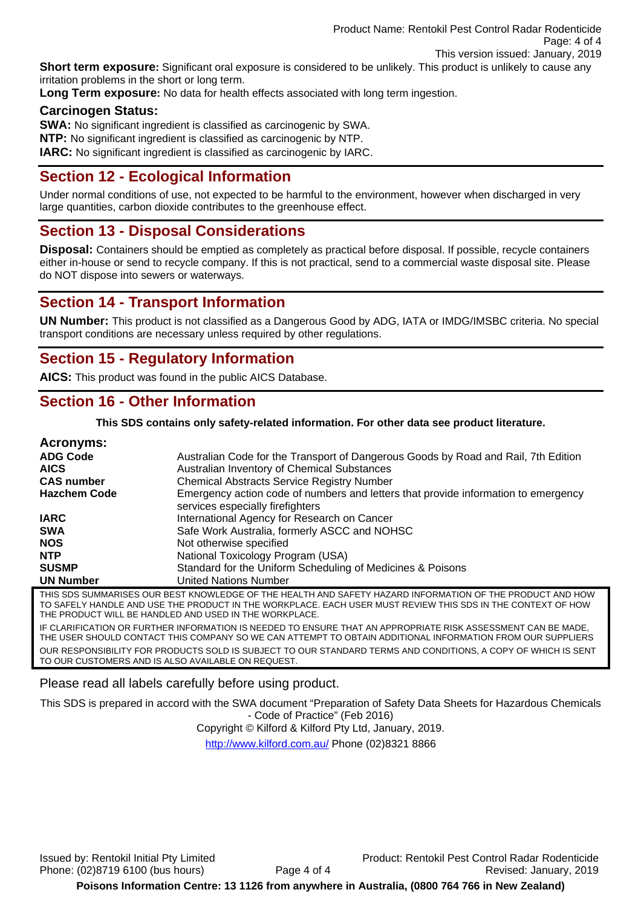**Short term exposure:** Significant oral exposure is considered to be unlikely. This product is unlikely to cause any irritation problems in the short or long term.

**Long Term exposure:** No data for health effects associated with long term ingestion.

### Carcinogen Status:

**SWA:** No significant ingredient is classified as carcinogenic by SWA.

**NTP:** No significant ingredient is classified as carcinogenic by NTP.

**IARC:** No significant ingredient is classified as carcinogenic by IARC.

## Section 12 - Ecological Information

Under normal conditions of use, not expected to be harmful to the environment, however when discharged in very large quantities, carbon dioxide contributes to the greenhouse effect.

## Section 13 - Disposal Considerations

**Disposal:** Containers should be emptied as completely as practical before disposal. If possible, recycle containers either in-house or send to recycle company. If this is not practical, send to a commercial waste disposal site. Please do NOT dispose into sewers or waterways.

## Section 14 - Transport Information

**UN Number:** This product is not classified as a Dangerous Good by ADG, IATA or IMDG/IMSBC criteria. No special transport conditions are necessary unless required by other regulations.

## Section 15 - Regulatory Information

**AICS:** This product was found in the public AICS Database.

## Section 16 - Other Information

**This SDS contains only safety-related information. For other data see product literature.**

### Acronyms:

| | |
|---|---|
| **ADG Code** | Australian Code for the Transport of Dangerous Goods by Road and Rail, 7th Edition |
| **AICS** | Australian Inventory of Chemical Substances |
| **CAS number** | Chemical Abstracts Service Registry Number |
| **Hazchem Code** | Emergency action code of numbers and letters that provide information to emergency services especially firefighters |
| **IARC** | International Agency for Research on Cancer |
| **SWA** | Safe Work Australia, formerly ASCC and NOHSC |
| **NOS** | Not otherwise specified |
| **NTP** | National Toxicology Program (USA) |
| **SUSMP** | Standard for the Uniform Scheduling of Medicines & Poisons |
| **UN Number** | United Nations Number |

THIS SDS SUMMARISES OUR BEST KNOWLEDGE OF THE HEALTH AND SAFETY HAZARD INFORMATION OF THE PRODUCT AND HOW TO SAFELY HANDLE AND USE THE PRODUCT IN THE WORKPLACE. EACH USER MUST REVIEW THIS SDS IN THE CONTEXT OF HOW THE PRODUCT WILL BE HANDLED AND USED IN THE WORKPLACE.

IF CLARIFICATION OR FURTHER INFORMATION IS NEEDED TO ENSURE THAT AN APPROPRIATE RISK ASSESSMENT CAN BE MADE, THE USER SHOULD CONTACT THIS COMPANY SO WE CAN ATTEMPT TO OBTAIN ADDITIONAL INFORMATION FROM OUR SUPPLIERS

OUR RESPONSIBILITY FOR PRODUCTS SOLD IS SUBJECT TO OUR STANDARD TERMS AND CONDITIONS, A COPY OF WHICH IS SENT TO OUR CUSTOMERS AND IS ALSO AVAILABLE ON REQUEST.

Please read all labels carefully before using product.

This SDS is prepared in accord with the SWA document "Preparation of Safety Data Sheets for Hazardous Chemicals - Code of Practice" (Feb 2016)

Copyright © Kilford & Kilford Pty Ltd, January, 2019.

http://www.kilford.com.au/ Phone (02)8321 8866

Issued by: Rentokil Initial Pty Limited
Phone: (02)8719 6100 (bus hours)

Product: Rentokil Pest Control Radar Rodenticide
Revised: January, 2019

**Poisons Information Centre: 13 1126 from anywhere in Australia, (0800 764 766 in New Zealand)**